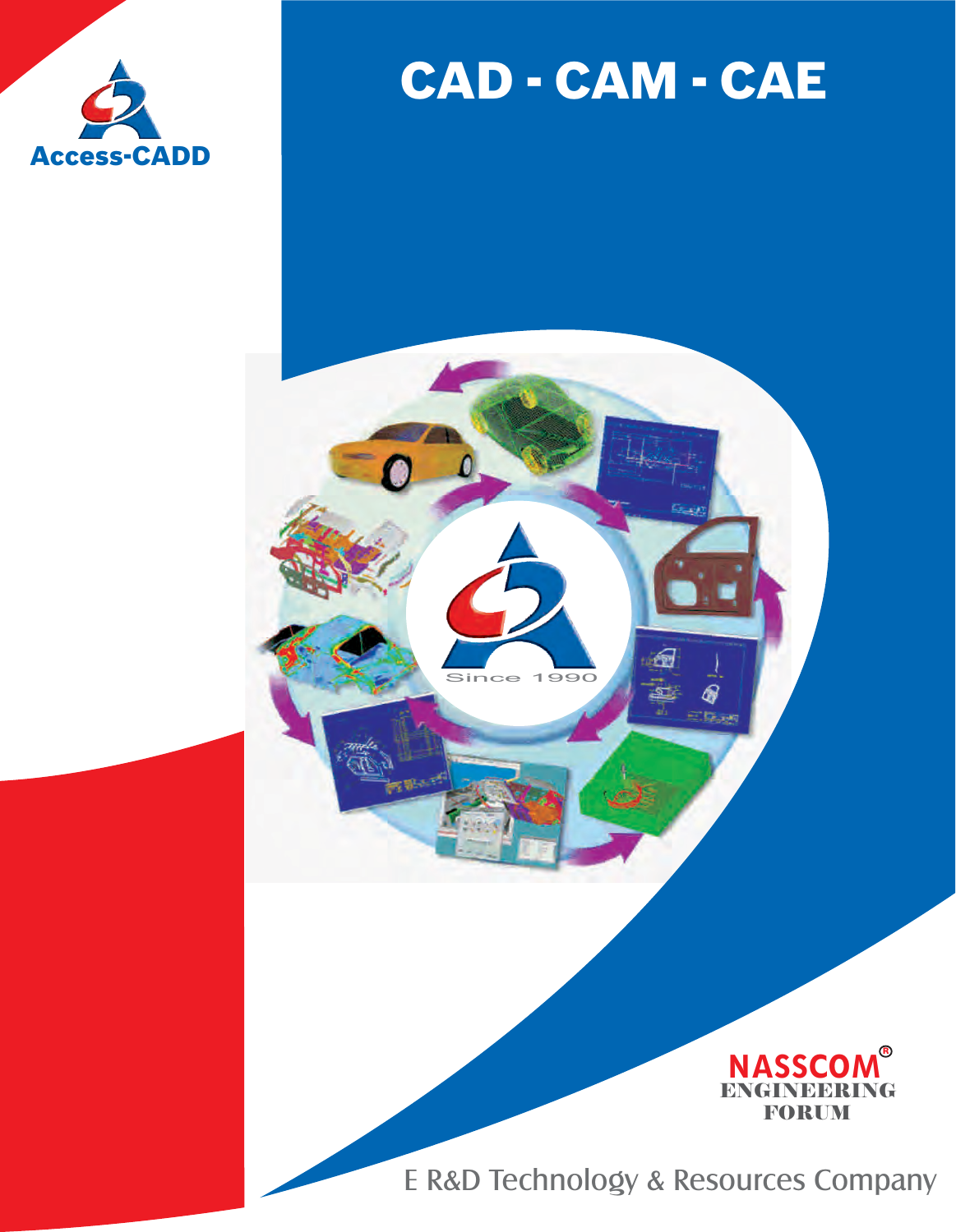Access-CADD

# CAD - CAM - CAE

Since 1990

NASSCOM®
ENGINEERING
FORUM

E R&D Technology & Resources Company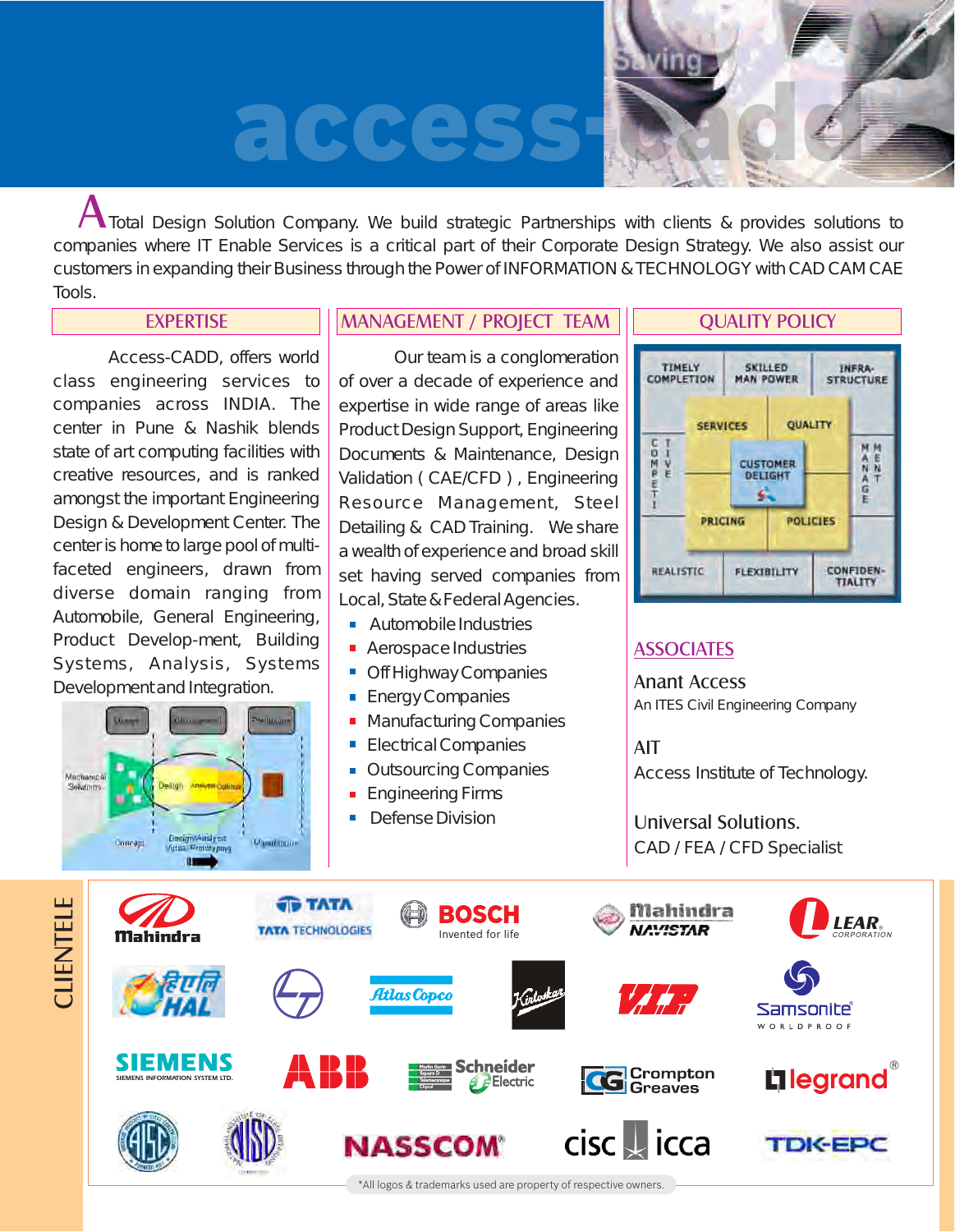# access-cadd

A Total Design Solution Company. We build strategic Partnerships with clients & provides solutions to companies where IT Enable Services is a critical part of their Corporate Design Strategy. We also assist our customers in expanding their Business through the Power of INFORMATION & TECHNOLOGY with CAD CAM CAE Tools.

## EXPERTISE

Access-CADD, offers world class engineering services to companies across INDIA. The center in Pune & Nashik blends state of art computing facilities with creative resources, and is ranked amongst the important Engineering Design & Development Center. The center is home to large pool of multi-faceted engineers, drawn from diverse domain ranging from Automobile, General Engineering, Product Develop-ment, Building Systems, Analysis, Systems Development and Integration.

## MANAGEMENT / PROJECT TEAM

Our team is a conglomeration of over a decade of experience and expertise in wide range of areas like Product Design Support, Engineering Documents & Maintenance, Design Validation ( CAE/CFD ), Engineering Resource Management, Steel Detailing & CAD Training. We share a wealth of experience and broad skill set having served companies from Local, State & Federal Agencies.

- Automobile Industries
- Aerospace Industries
- Off Highway Companies
- Energy Companies
- Manufacturing Companies
- Electrical Companies
- Outsourcing Companies
- Engineering Firms
- Defense Division

## QUALITY POLICY

| TIMELY COMPLETION | SKILLED MAN POWER | INFRA-STRUCTURE |
|---|---|---|
| SERVICES | CUSTOMER DELIGHT | QUALITY |
| PRICING | | POLICIES |
| REALISTIC | FLEXIBILITY | CONFIDENTIALITY |

COMPETITIVE — MANAGEMENT

## ASSOCIATES

Anant Access
An ITES Civil Engineering Company

AIT
Access Institute of Technology.

Universal Solutions.
CAD / FEA / CFD Specialist

## CLIENTELE

Mahindra, TATA Technologies, BOSCH, Mahindra Navistar, Lear Corporation, HAL, L&T, Atlas Copco, Kirloskar, VIP, Samsonite, Siemens Information System Ltd., ABB, Schneider Electric, Crompton Greaves, legrand, AISC, NISD, NASSCOM, cisc icca, TDK-EPC

*All logos & trademarks used are property of respective owners.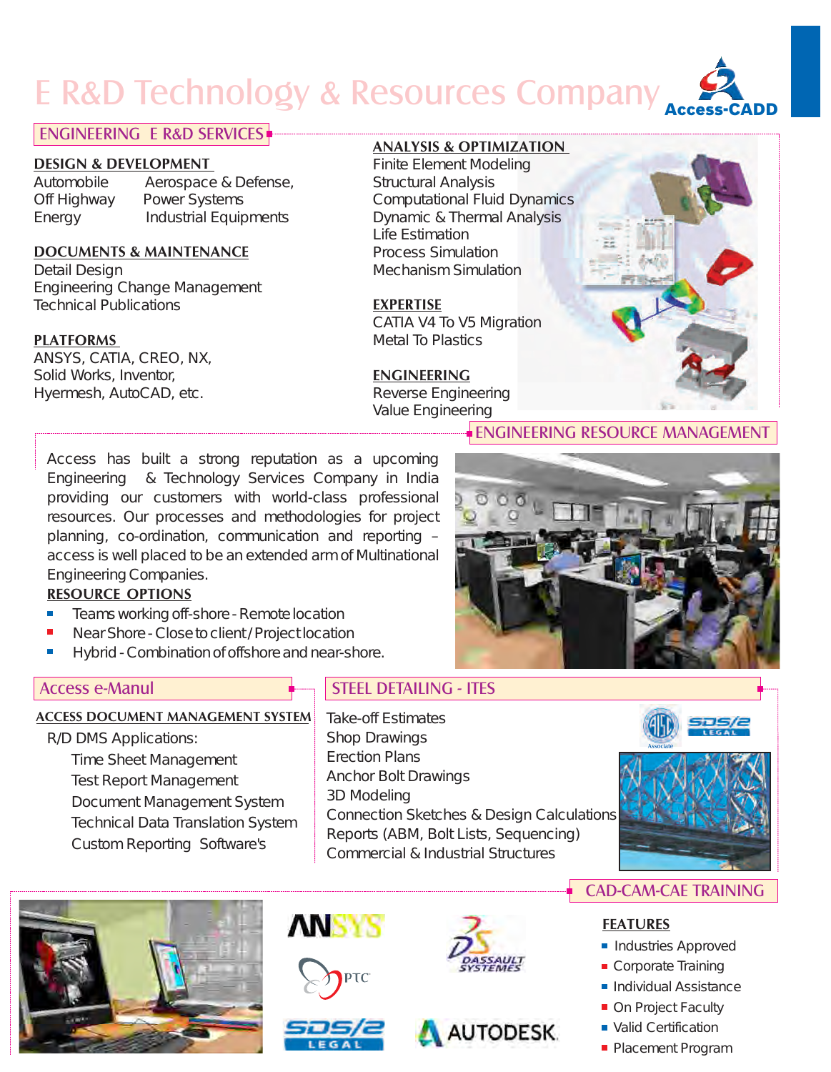# E R&D Technology & Resources Company

Access-CADD

## ENGINEERING E R&D SERVICES

**DESIGN & DEVELOPMENT**

Automobile Aerospace & Defense,
Off Highway Power Systems
Energy Industrial Equipments

**DOCUMENTS & MAINTENANCE**

Detail Design
Engineering Change Management
Technical Publications

**PLATFORMS**

ANSYS, CATIA, CREO, NX,
Solid Works, Inventor,
Hyermesh, AutoCAD, etc.

**ANALYSIS & OPTIMIZATION**

Finite Element Modeling
Structural Analysis
Computational Fluid Dynamics
Dynamic & Thermal Analysis
Life Estimation
Process Simulation
Mechanism Simulation

**EXPERTISE**

CATIA V4 To V5 Migration
Metal To Plastics

**ENGINEERING**

Reverse Engineering
Value Engineering

## ENGINEERING RESOURCE MANAGEMENT

Access has built a strong reputation as a upcoming Engineering & Technology Services Company in India providing our customers with world-class professional resources. Our processes and methodologies for project planning, co-ordination, communication and reporting – access is well placed to be an extended arm of Multinational Engineering Companies.

**RESOURCE OPTIONS**

- Teams working off-shore - Remote location
- Near Shore - Close to client / Project location
- Hybrid - Combination of offshore and near-shore.

## Access e-Manul

**ACCESS DOCUMENT MANAGEMENT SYSTEM**

R/D DMS Applications:

- Time Sheet Management
- Test Report Management
- Document Management System
- Technical Data Translation System
- Custom Reporting Software's

## STEEL DETAILING - ITES

Take-off Estimates
Shop Drawings
Erection Plans
Anchor Bolt Drawings
3D Modeling
Connection Sketches & Design Calculations
Reports (ABM, Bolt Lists, Sequencing)
Commercial & Industrial Structures

## CAD-CAM-CAE TRAINING

ANSYS, PTC, DASSAULT SYSTEMES, SDS/2 LEGAL, AUTODESK

**FEATURES**

- Industries Approved
- Corporate Training
- Individual Assistance
- On Project Faculty
- Valid Certification
- Placement Program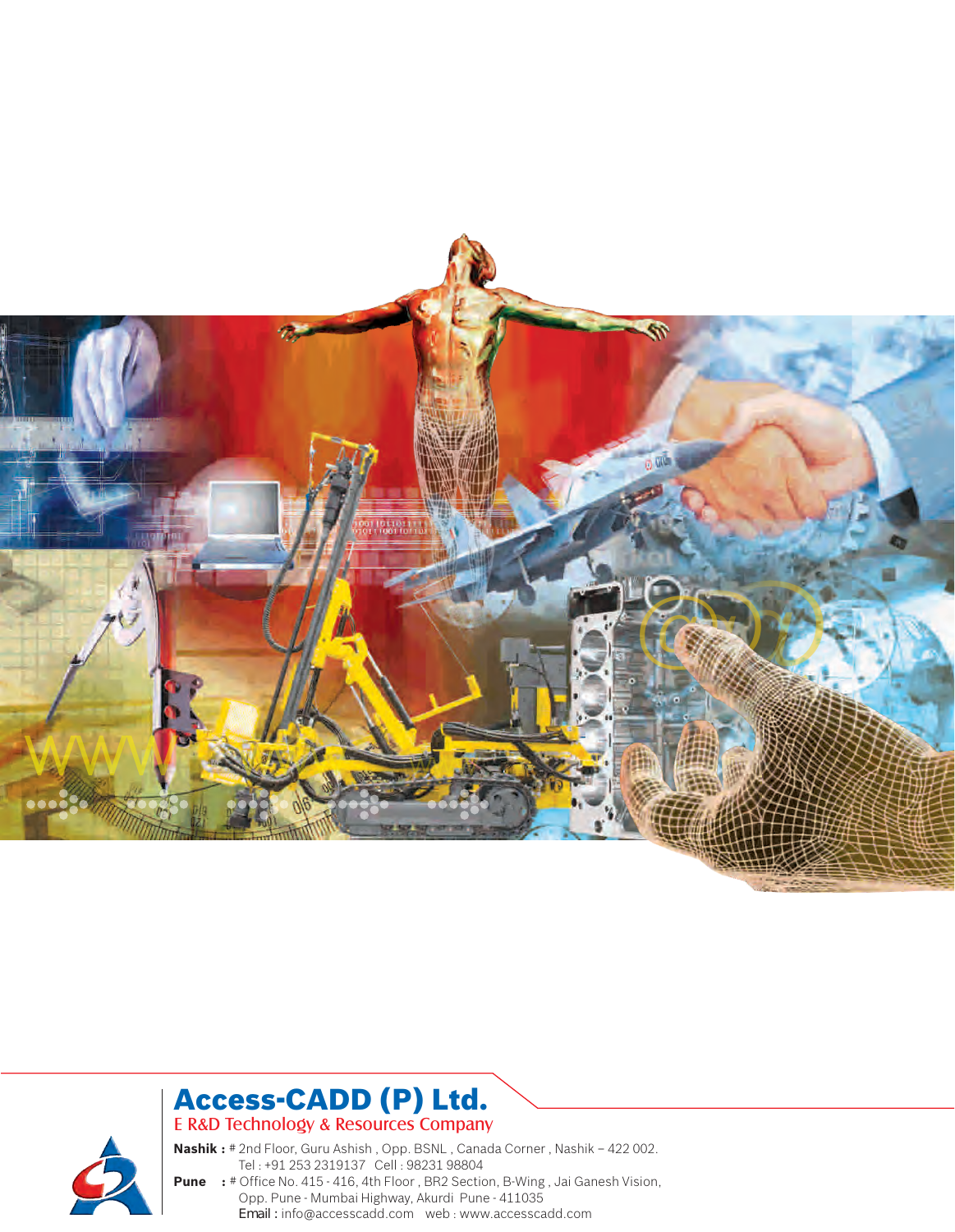# Access-CADD (P) Ltd.

E R&D Technology & Resources Company

**Nashik :** # 2nd Floor, Guru Ashish , Opp. BSNL , Canada Corner , Nashik – 422 002.
Tel : +91 253 2319137 Cell : 98231 98804

**Pune :** # Office No. 415 - 416, 4th Floor , BR2 Section, B-Wing , Jai Ganesh Vision,
Opp. Pune - Mumbai Highway, Akurdi Pune - 411035
**Email :** info@accesscadd.com web : www.accesscadd.com